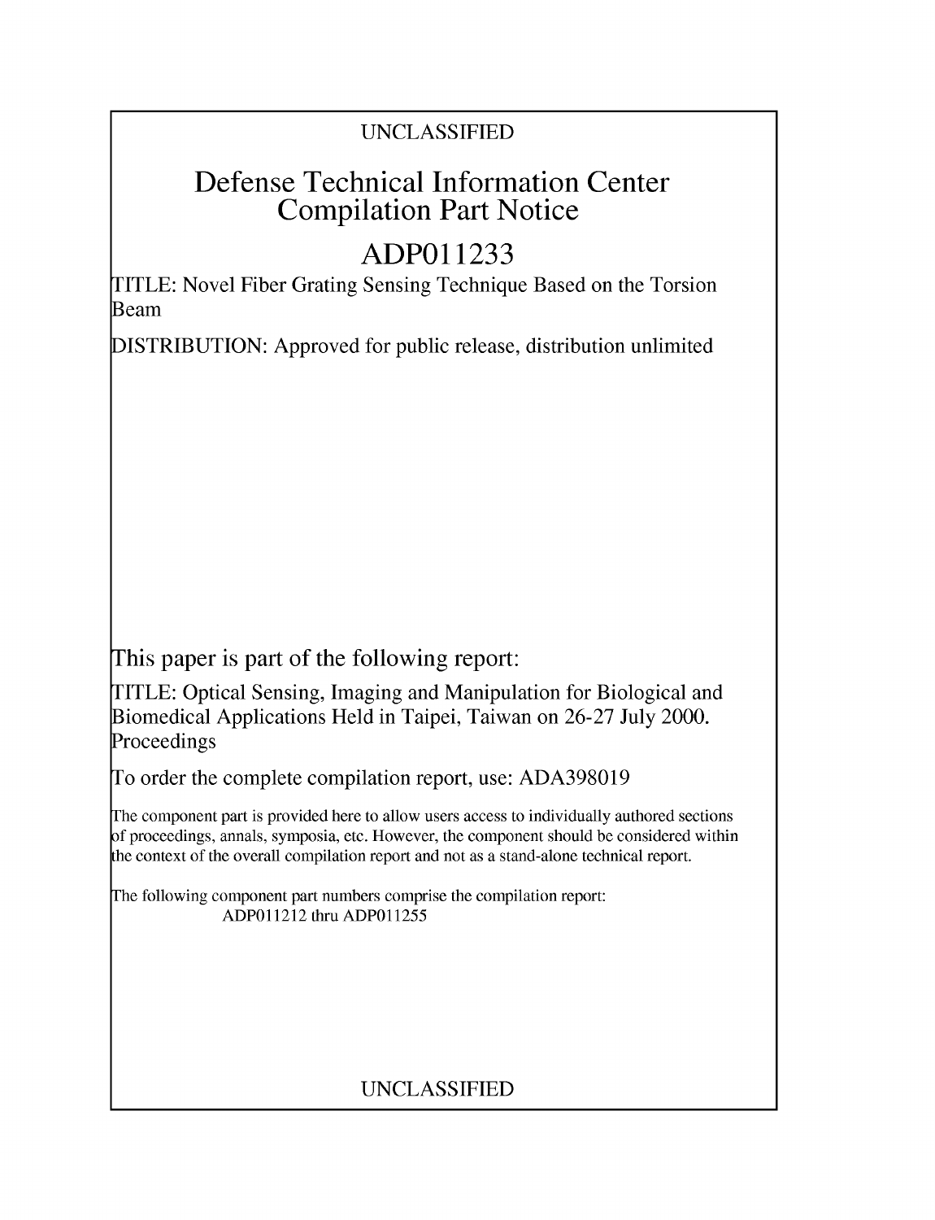UNCLASSIFIED

# Defense Technical Information Center Compilation Part Notice

# ADP011233

TITLE: Novel Fiber Grating Sensing Technique Based on the Torsion Beam

DISTRIBUTION: Approved for public release, distribution unlimited

This paper is part of the following report:

TITLE: Optical Sensing, Imaging and Manipulation for Biological and Biomedical Applications Held in Taipei, Taiwan on 26-27 July 2000. Proceedings

To order the complete compilation report, use: ADA398019

The component part is provided here to allow users access to individually authored sections of proceedings, annals, symposia, etc. However, the component should be considered within the context of the overall compilation report and not as a stand-alone technical report.

The following component part numbers comprise the compilation report:
ADP011212 thru ADP011255

UNCLASSIFIED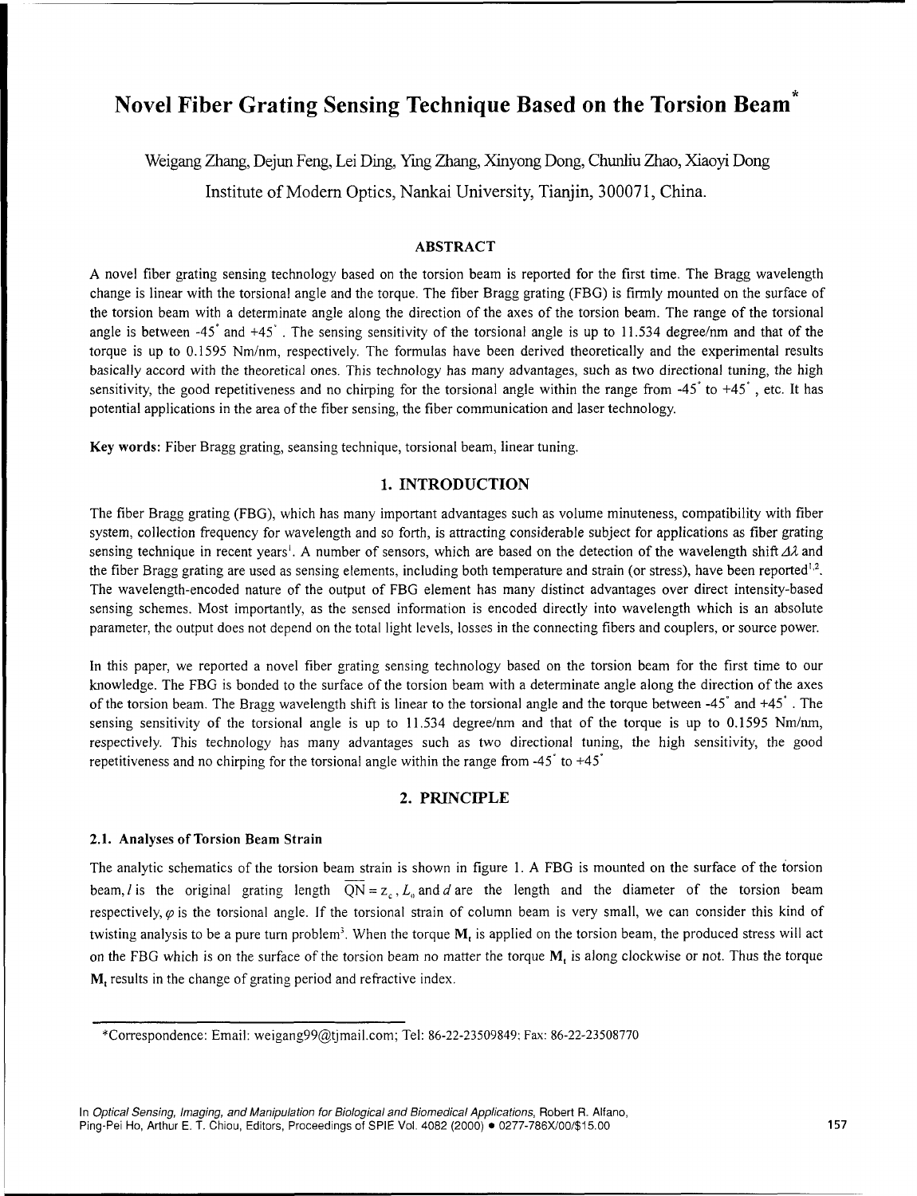# Novel Fiber Grating Sensing Technique Based on the Torsion Beam*

Weigang Zhang, Dejun Feng, Lei Ding, Ying Zhang, Xinyong Dong, Chunliu Zhao, Xiaoyi Dong

Institute of Modern Optics, Nankai University, Tianjin, 300071, China.

### ABSTRACT

A novel fiber grating sensing technology based on the torsion beam is reported for the first time. The Bragg wavelength change is linear with the torsional angle and the torque. The fiber Bragg grating (FBG) is firmly mounted on the surface of the torsion beam with a determinate angle along the direction of the axes of the torsion beam. The range of the torsional angle is between -45° and +45°. The sensing sensitivity of the torsional angle is up to 11.534 degree/nm and that of the torque is up to 0.1595 Nm/nm, respectively. The formulas have been derived theoretically and the experimental results basically accord with the theoretical ones. This technology has many advantages, such as two directional tuning, the high sensitivity, the good repetitiveness and no chirping for the torsional angle within the range from -45° to +45°, etc. It has potential applications in the area of the fiber sensing, the fiber communication and laser technology.

**Key words:** Fiber Bragg grating, seansing technique, torsional beam, linear tuning.

## 1. INTRODUCTION

The fiber Bragg grating (FBG), which has many important advantages such as volume minuteness, compatibility with fiber system, collection frequency for wavelength and so forth, is attracting considerable subject for applications as fiber grating sensing technique in recent years[1]. A number of sensors, which are based on the detection of the wavelength shift $\Delta\lambda$ and the fiber Bragg grating are used as sensing elements, including both temperature and strain (or stress), have been reported[1,2]. The wavelength-encoded nature of the output of FBG element has many distinct advantages over direct intensity-based sensing schemes. Most importantly, as the sensed information is encoded directly into wavelength which is an absolute parameter, the output does not depend on the total light levels, losses in the connecting fibers and couplers, or source power.

In this paper, we reported a novel fiber grating sensing technology based on the torsion beam for the first time to our knowledge. The FBG is bonded to the surface of the torsion beam with a determinate angle along the direction of the axes of the torsion beam. The Bragg wavelength shift is linear to the torsional angle and the torque between -45° and +45°. The sensing sensitivity of the torsional angle is up to 11.534 degree/nm and that of the torque is up to 0.1595 Nm/nm, respectively. This technology has many advantages such as two directional tuning, the high sensitivity, the good repetitiveness and no chirping for the torsional angle within the range from -45° to +45°

## 2. PRINCIPLE

### 2.1. Analyses of Torsion Beam Strain

The analytic schematics of the torsion beam strain is shown in figure 1. A FBG is mounted on the surface of the torsion beam, $l$ is the original grating length $\overline{QN} = z_c$, $L_0$ and $d$ are the length and the diameter of the torsion beam respectively, $\varphi$ is the torsional angle. If the torsional strain of column beam is very small, we can consider this kind of twisting analysis to be a pure turn problem[3]. When the torque $\mathbf{M}_t$ is applied on the torsion beam, the produced stress will act on the FBG which is on the surface of the torsion beam no matter the torque $\mathbf{M}_t$ is along clockwise or not. Thus the torque $\mathbf{M}_t$ results in the change of grating period and refractive index.

---

*Correspondence: Email: weigang99@tjmail.com; Tel: 86-22-23509849; Fax: 86-22-23508770

In *Optical Sensing, Imaging, and Manipulation for Biological and Biomedical Applications*, Robert R. Alfano, Ping-Pei Ho, Arthur E. T. Chiou, Editors, Proceedings of SPIE Vol. 4082 (2000) • 0277-786X/00/$15.00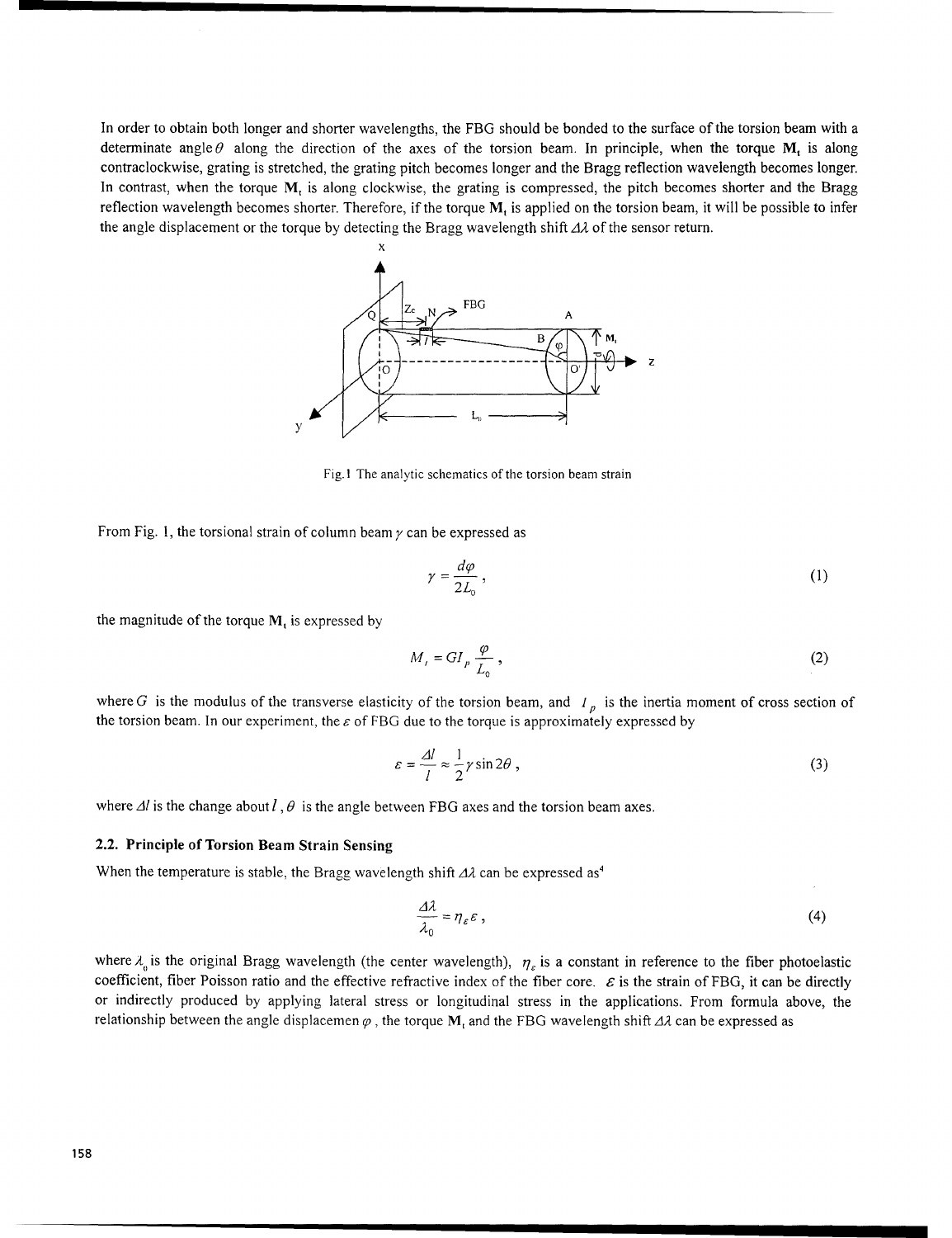In order to obtain both longer and shorter wavelengths, the FBG should be bonded to the surface of the torsion beam with a determinate angle $\theta$ along the direction of the axes of the torsion beam. In principle, when the torque $\mathbf{M}_t$ is along contraclockwise, grating is stretched, the grating pitch becomes longer and the Bragg reflection wavelength becomes longer. In contrast, when the torque $\mathbf{M}_t$ is along clockwise, the grating is compressed, the pitch becomes shorter and the Bragg reflection wavelength becomes shorter. Therefore, if the torque $\mathbf{M}_t$ is applied on the torsion beam, it will be possible to infer the angle displacement or the torque by detecting the Bragg wavelength shift $\Delta\lambda$ of the sensor return.

Fig.1 The analytic schematics of the torsion beam strain

From Fig. 1, the torsional strain of column beam $\gamma$ can be expressed as

$$\gamma = \frac{d\varphi}{2L_0}, \tag{1}$$

the magnitude of the torque $\mathbf{M}_t$ is expressed by

$$M_t = GI_p \frac{\varphi}{L_0}, \tag{2}$$

where $G$ is the modulus of the transverse elasticity of the torsion beam, and $I_p$ is the inertia moment of cross section of the torsion beam. In our experiment, the $\varepsilon$ of FBG due to the torque is approximately expressed by

$$\varepsilon = \frac{\Delta l}{l} \approx \frac{1}{2}\gamma \sin 2\theta, \tag{3}$$

where $\Delta l$ is the change about $l$, $\theta$ is the angle between FBG axes and the torsion beam axes.

### 2.2. Principle of Torsion Beam Strain Sensing

When the temperature is stable, the Bragg wavelength shift $\Delta\lambda$ can be expressed as[4]

$$\frac{\Delta\lambda}{\lambda_0} = \eta_\varepsilon \varepsilon, \tag{4}$$

where $\lambda_0$ is the original Bragg wavelength (the center wavelength), $\eta_\varepsilon$ is a constant in reference to the fiber photoelastic coefficient, fiber Poisson ratio and the effective refractive index of the fiber core. $\varepsilon$ is the strain of FBG, it can be directly or indirectly produced by applying lateral stress or longitudinal stress in the applications. From formula above, the relationship between the angle displacemen $\varphi$, the torque $\mathbf{M}_t$ and the FBG wavelength shift $\Delta\lambda$ can be expressed as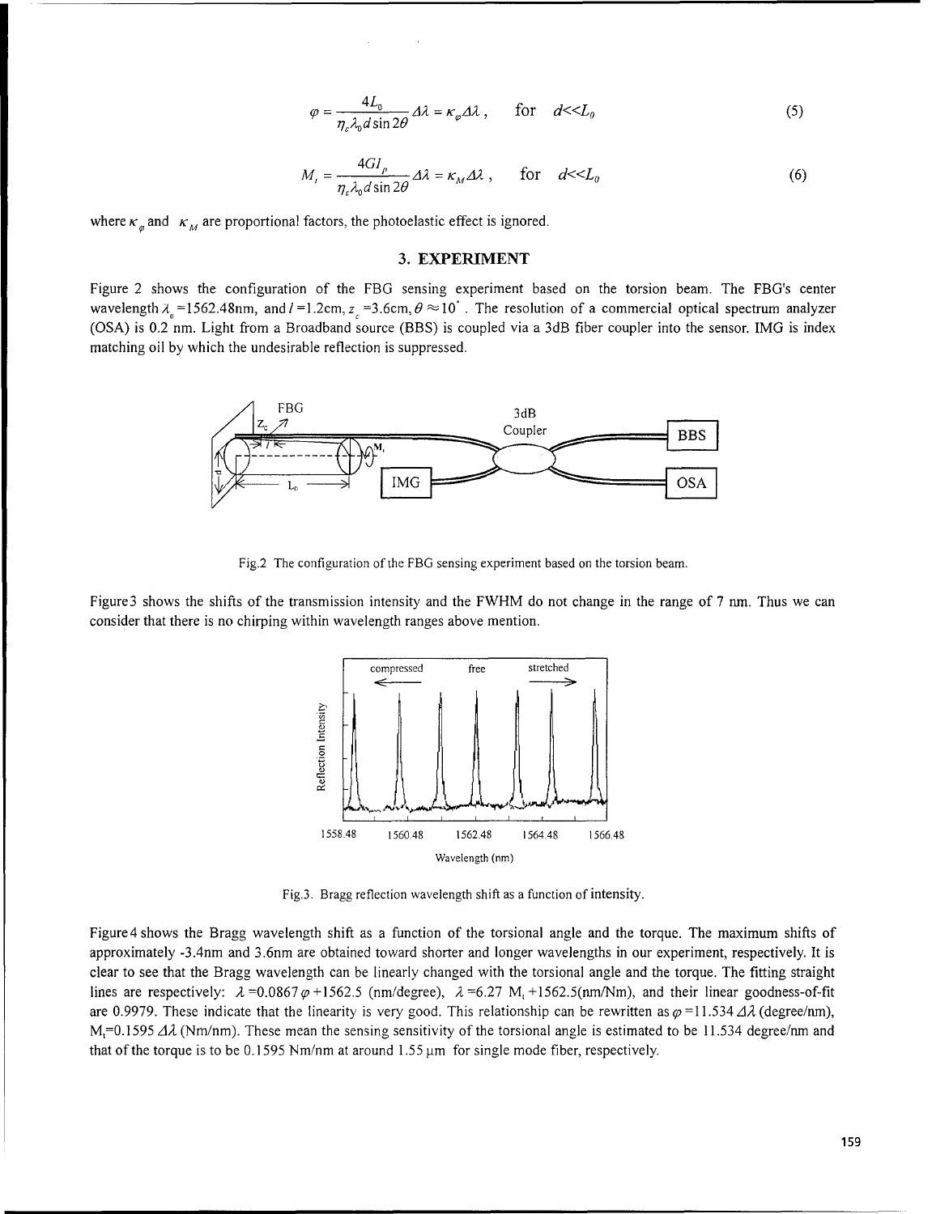$$\varphi = \frac{4L_0}{\eta_e \lambda_0 d \sin 2\theta} \Delta\lambda = \kappa_\varphi \Delta\lambda\,, \qquad \text{for} \quad d \ll L_0 \tag{5}$$

$$M_t = \frac{4GI_p}{\eta_e \lambda_0 d \sin 2\theta} \Delta\lambda = \kappa_M \Delta\lambda\,, \qquad \text{for} \quad d \ll L_0 \tag{6}$$

where $\kappa_\varphi$ and $\kappa_M$ are proportional factors, the photoelastic effect is ignored.

## 3. EXPERIMENT

Figure 2 shows the configuration of the FBG sensing experiment based on the torsion beam. The FBG's center wavelength $\lambda_0$=1562.48nm, and $l$ =1.2cm, $z_c$ =3.6cm, $\theta \approx 10^\circ$. The resolution of a commercial optical spectrum analyzer (OSA) is 0.2 nm. Light from a Broadband source (BBS) is coupled via a 3dB fiber coupler into the sensor. IMG is index matching oil by which the undesirable reflection is suppressed.

Fig.2 The configuration of the FBG sensing experiment based on the torsion beam.

Figure3 shows the shifts of the transmission intensity and the FWHM do not change in the range of 7 nm. Thus we can consider that there is no chirping within wavelength ranges above mention.

Fig.3. Bragg reflection wavelength shift as a function of intensity.

Figure4 shows the Bragg wavelength shift as a function of the torsional angle and the torque. The maximum shifts of approximately -3.4nm and 3.6nm are obtained toward shorter and longer wavelengths in our experiment, respectively. It is clear to see that the Bragg wavelength can be linearly changed with the torsional angle and the torque. The fitting straight lines are respectively: $\lambda$ =0.0867$\varphi$ +1562.5 (nm/degree), $\lambda$ =6.27 $M_t$ +1562.5(nm/Nm), and their linear goodness-of-fit are 0.9979. These indicate that the linearity is very good. This relationship can be rewritten as $\varphi$ =11.534 $\Delta\lambda$ (degree/nm), $M_t$=0.1595 $\Delta\lambda$ (Nm/nm). These mean the sensing sensitivity of the torsional angle is estimated to be 11.534 degree/nm and that of the torque is to be 0.1595 Nm/nm at around 1.55 μm for single mode fiber, respectively.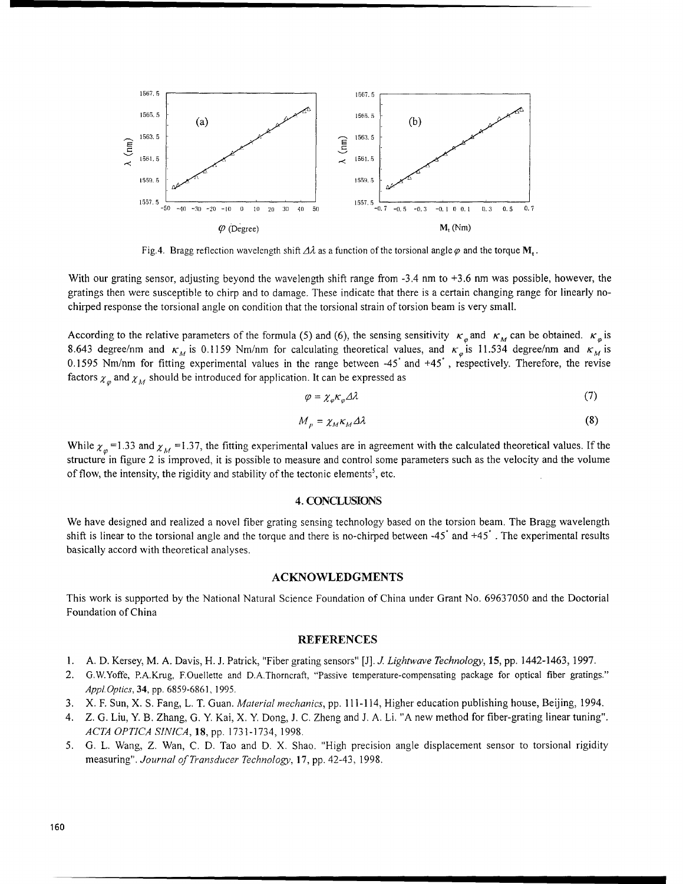1567.5
1565.5
1563.5
1561.5
1559.5
1557.5

λ (nm)

(a)

-50 -40 -30 -20 -10 0 10 20 30 40 50

φ (Degree)

1567.5
1565.5
1563.5
1561.5
1559.5
1557.5

λ (nm)

(b)

-0.7 -0.5 -0.3 -0.1 0 0.1 0.3 0.5 0.7

$M_t$ (Nm)

Fig.4. Bragg reflection wavelength shift $\Delta\lambda$ as a function of the torsional angle $\varphi$ and the torque $\mathbf{M_t}$.

With our grating sensor, adjusting beyond the wavelength shift range from -3.4 nm to +3.6 nm was possible, however, the gratings then were susceptible to chirp and to damage. These indicate that there is a certain changing range for linearly no-chirped response the torsional angle on condition that the torsional strain of torsion beam is very small.

According to the relative parameters of the formula (5) and (6), the sensing sensitivity $\kappa_\varphi$ and $\kappa_M$ can be obtained. $\kappa_\varphi$ is 8.643 degree/nm and $\kappa_M$ is 0.1159 Nm/nm for calculating theoretical values, and $\kappa_\varphi$ is 11.534 degree/nm and $\kappa_M$ is 0.1595 Nm/nm for fitting experimental values in the range between -45° and +45°, respectively. Therefore, the revise factors $\chi_\varphi$ and $\chi_M$ should be introduced for application. It can be expressed as

$$\varphi = \chi_\varphi \kappa_\varphi \Delta\lambda \tag{7}$$

$$M_p = \chi_M \kappa_M \Delta\lambda \tag{8}$$

While $\chi_\varphi$ =1.33 and $\chi_M$ =1.37, the fitting experimental values are in agreement with the calculated theoretical values. If the structure in figure 2 is improved, it is possible to measure and control some parameters such as the velocity and the volume of flow, the intensity, the rigidity and stability of the tectonic elements[5], etc.

## 4. CONCLUSIONS

We have designed and realized a novel fiber grating sensing technology based on the torsion beam. The Bragg wavelength shift is linear to the torsional angle and the torque and there is no-chirped between -45° and +45° . The experimental results basically accord with theoretical analyses.

## ACKNOWLEDGMENTS

This work is supported by the National Natural Science Foundation of China under Grant No. 69637050 and the Doctorial Foundation of China

## REFERENCES

1. A. D. Kersey, M. A. Davis, H. J. Patrick, "Fiber grating sensors" [J]. *J. Lightwave Technology*, **15**, pp. 1442-1463, 1997.
2. G.W.Yoffe, P.A.Krug, F.Ouellette and D.A.Thorncraft, "Passive temperature-compensating package for optical fiber gratings." *Appl.Optics*, **34**, pp. 6859-6861, 1995.
3. X. F. Sun, X. S. Fang, L. T. Guan. *Material mechanics*, pp. 111-114, Higher education publishing house, Beijing, 1994.
4. Z. G. Liu, Y. B. Zhang, G. Y. Kai, X. Y. Dong, J. C. Zheng and J. A. Li. "A new method for fiber-grating linear tuning". *ACTA OPTICA SINICA*, **18**, pp. 1731-1734, 1998.
5. G. L. Wang, Z. Wan, C. D. Tao and D. X. Shao. "High precision angle displacement sensor to torsional rigidity measuring". *Journal of Transducer Technology*, **17**, pp. 42-43, 1998.